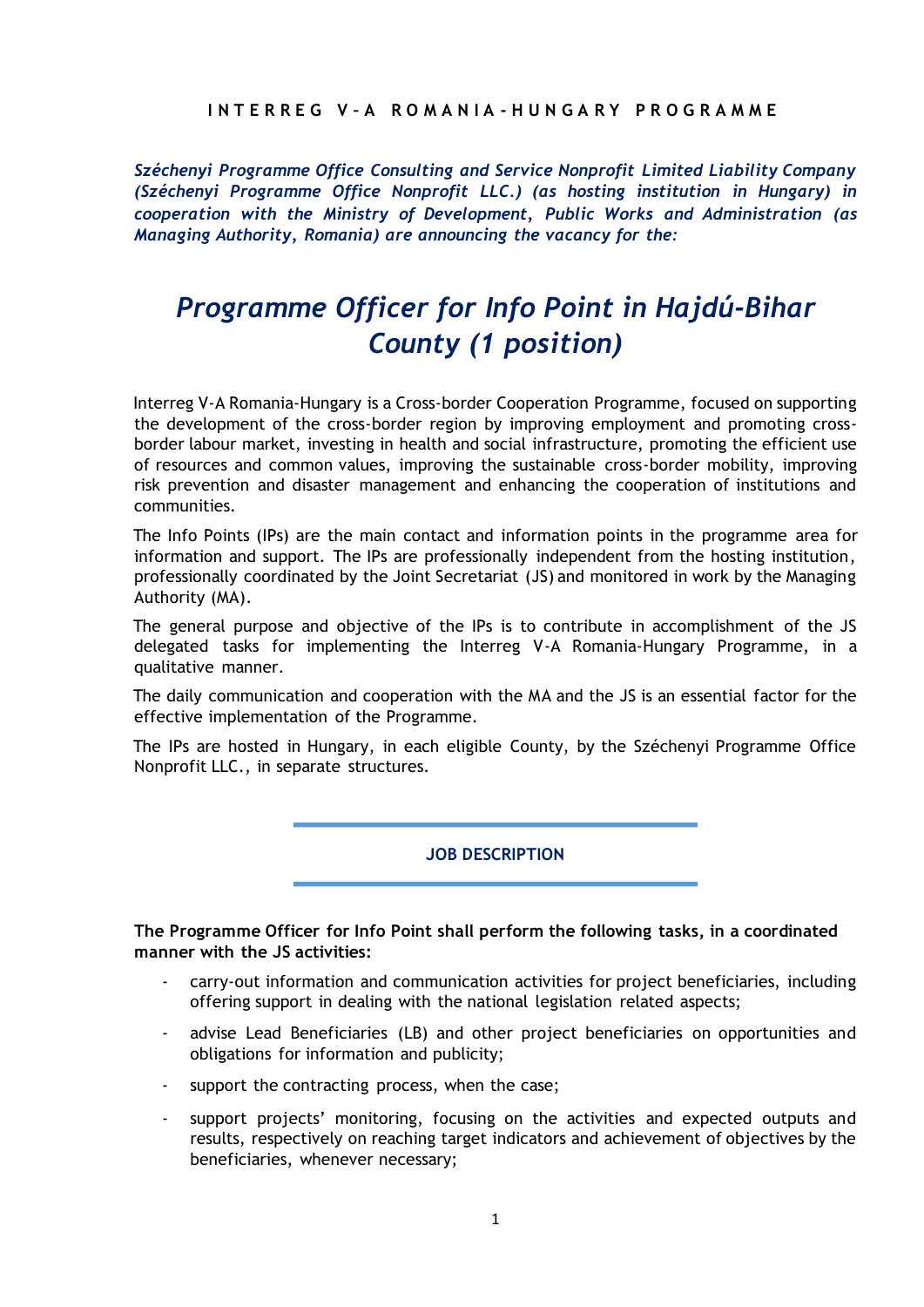**INTERREG V-A ROMANIA-HUNGARY PROGRAMME**

***Széchenyi Programme Office Consulting and Service Nonprofit Limited Liability Company (Széchenyi Programme Office Nonprofit LLC.) (as hosting institution in Hungary) in cooperation with the Ministry of Development, Public Works and Administration (as Managing Authority, Romania) are announcing the vacancy for the:***

# *Programme Officer for Info Point in Hajdú-Bihar County (1 position)*

Interreg V-A Romania-Hungary is a Cross-border Cooperation Programme, focused on supporting the development of the cross-border region by improving employment and promoting cross-border labour market, investing in health and social infrastructure, promoting the efficient use of resources and common values, improving the sustainable cross-border mobility, improving risk prevention and disaster management and enhancing the cooperation of institutions and communities.

The Info Points (IPs) are the main contact and information points in the programme area for information and support. The IPs are professionally independent from the hosting institution, professionally coordinated by the Joint Secretariat (JS) and monitored in work by the Managing Authority (MA).

The general purpose and objective of the IPs is to contribute in accomplishment of the JS delegated tasks for implementing the Interreg V-A Romania-Hungary Programme, in a qualitative manner.

The daily communication and cooperation with the MA and the JS is an essential factor for the effective implementation of the Programme.

The IPs are hosted in Hungary, in each eligible County, by the Széchenyi Programme Office Nonprofit LLC., in separate structures.

## JOB DESCRIPTION

**The Programme Officer for Info Point shall perform the following tasks, in a coordinated manner with the JS activities:**

- carry-out information and communication activities for project beneficiaries, including offering support in dealing with the national legislation related aspects;
- advise Lead Beneficiaries (LB) and other project beneficiaries on opportunities and obligations for information and publicity;
- support the contracting process, when the case;
- support projects' monitoring, focusing on the activities and expected outputs and results, respectively on reaching target indicators and achievement of objectives by the beneficiaries, whenever necessary;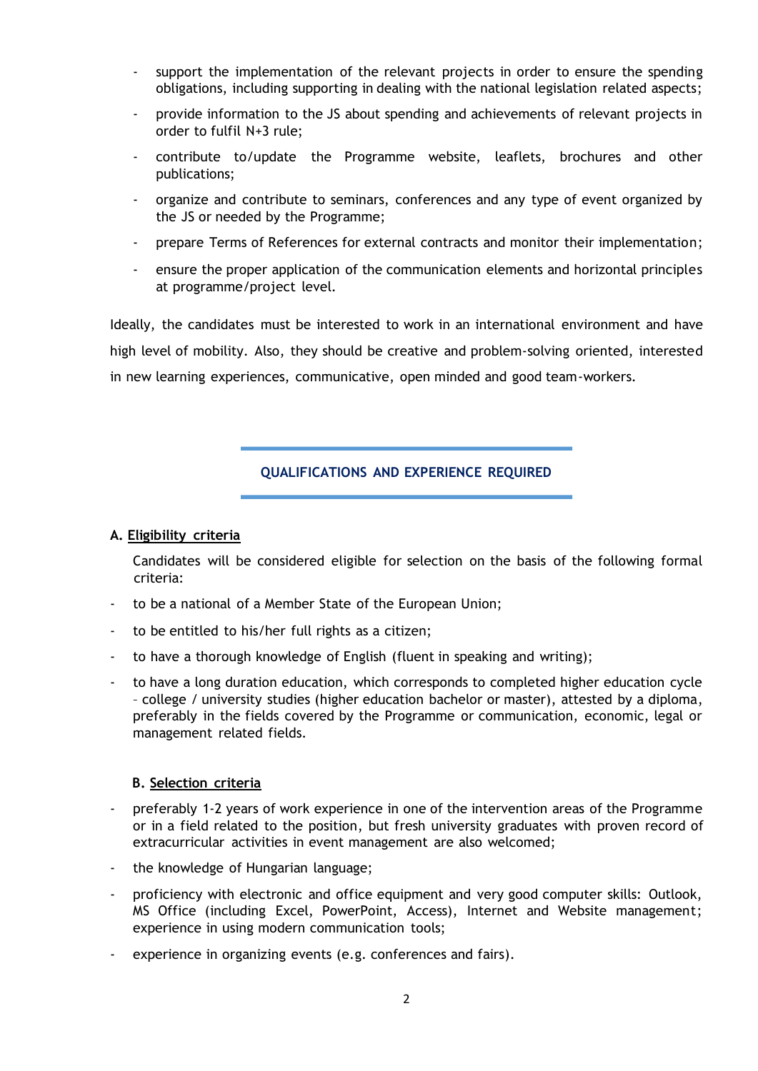- support the implementation of the relevant projects in order to ensure the spending obligations, including supporting in dealing with the national legislation related aspects;
- provide information to the JS about spending and achievements of relevant projects in order to fulfil N+3 rule;
- contribute to/update the Programme website, leaflets, brochures and other publications;
- organize and contribute to seminars, conferences and any type of event organized by the JS or needed by the Programme;
- prepare Terms of References for external contracts and monitor their implementation;
- ensure the proper application of the communication elements and horizontal principles at programme/project level.

Ideally, the candidates must be interested to work in an international environment and have high level of mobility. Also, they should be creative and problem-solving oriented, interested in new learning experiences, communicative, open minded and good team-workers.

## QUALIFICATIONS AND EXPERIENCE REQUIRED

### A. Eligibility criteria

Candidates will be considered eligible for selection on the basis of the following formal criteria:

- to be a national of a Member State of the European Union;
- to be entitled to his/her full rights as a citizen;
- to have a thorough knowledge of English (fluent in speaking and writing);
- to have a long duration education, which corresponds to completed higher education cycle – college / university studies (higher education bachelor or master), attested by a diploma, preferably in the fields covered by the Programme or communication, economic, legal or management related fields.

### B. Selection criteria

- preferably 1-2 years of work experience in one of the intervention areas of the Programme or in a field related to the position, but fresh university graduates with proven record of extracurricular activities in event management are also welcomed;
- the knowledge of Hungarian language;
- proficiency with electronic and office equipment and very good computer skills: Outlook, MS Office (including Excel, PowerPoint, Access), Internet and Website management; experience in using modern communication tools;
- experience in organizing events (e.g. conferences and fairs).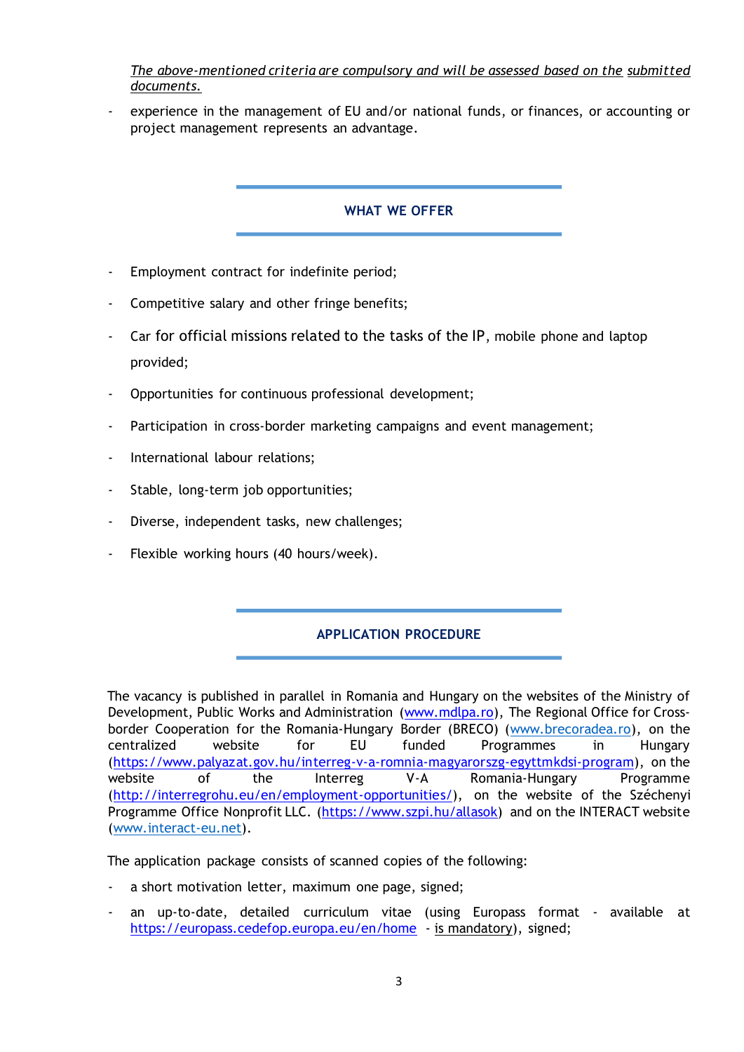*The above-mentioned criteria are compulsory and will be assessed based on the submitted documents.*

- experience in the management of EU and/or national funds, or finances, or accounting or project management represents an advantage.

## WHAT WE OFFER

- Employment contract for indefinite period;
- Competitive salary and other fringe benefits;
- Car for official missions related to the tasks of the IP, mobile phone and laptop provided;
- Opportunities for continuous professional development;
- Participation in cross-border marketing campaigns and event management;
- International labour relations;
- Stable, long-term job opportunities;
- Diverse, independent tasks, new challenges;
- Flexible working hours (40 hours/week).

## APPLICATION PROCEDURE

The vacancy is published in parallel in Romania and Hungary on the websites of the Ministry of Development, Public Works and Administration (www.mdlpa.ro), The Regional Office for Cross-border Cooperation for the Romania-Hungary Border (BRECO) (www.brecoradea.ro), on the centralized website for EU funded Programmes in Hungary (https://www.palyazat.gov.hu/interreg-v-a-romnia-magyarorszg-egyttmkdsi-program), on the website of the Interreg V-A Romania-Hungary Programme (http://interregrohu.eu/en/employment-opportunities/), on the website of the Széchenyi Programme Office Nonprofit LLC. (https://www.szpi.hu/allasok) and on the INTERACT website (www.interact-eu.net).

The application package consists of scanned copies of the following:

- a short motivation letter, maximum one page, signed;
- an up-to-date, detailed curriculum vitae (using Europass format - available at https://europass.cedefop.europa.eu/en/home - is mandatory), signed;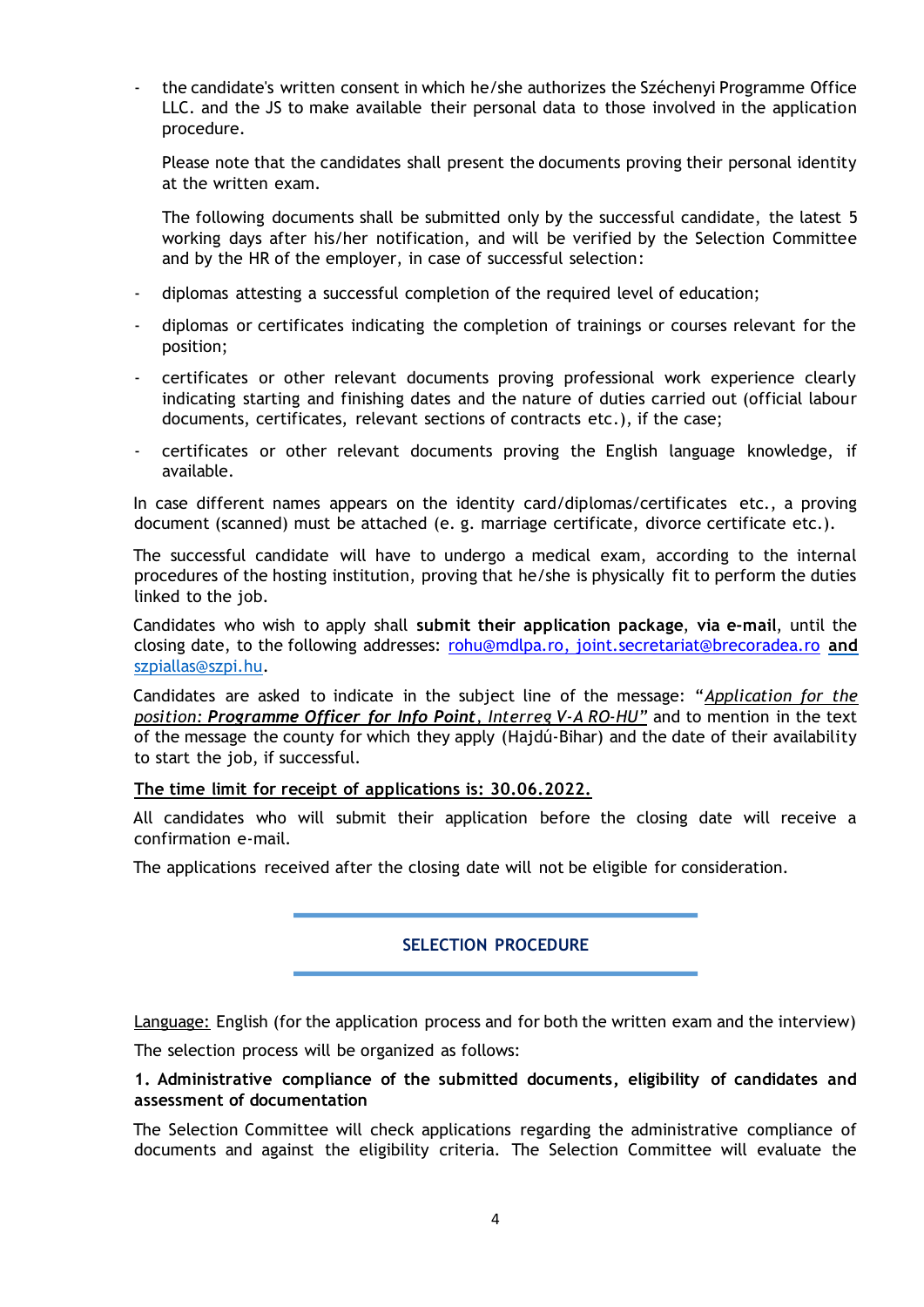- the candidate's written consent in which he/she authorizes the Széchenyi Programme Office LLC. and the JS to make available their personal data to those involved in the application procedure.

  Please note that the candidates shall present the documents proving their personal identity at the written exam.

  The following documents shall be submitted only by the successful candidate, the latest 5 working days after his/her notification, and will be verified by the Selection Committee and by the HR of the employer, in case of successful selection:

- diplomas attesting a successful completion of the required level of education;
- diplomas or certificates indicating the completion of trainings or courses relevant for the position;
- certificates or other relevant documents proving professional work experience clearly indicating starting and finishing dates and the nature of duties carried out (official labour documents, certificates, relevant sections of contracts etc.), if the case;
- certificates or other relevant documents proving the English language knowledge, if available.

In case different names appears on the identity card/diplomas/certificates etc., a proving document (scanned) must be attached (e. g. marriage certificate, divorce certificate etc.).

The successful candidate will have to undergo a medical exam, according to the internal procedures of the hosting institution, proving that he/she is physically fit to perform the duties linked to the job.

Candidates who wish to apply shall **submit their application package**, **via e-mail**, until the closing date, to the following addresses: rohu@mdlpa.ro, joint.secretariat@brecoradea.ro **and** szpiallas@szpi.hu.

Candidates are asked to indicate in the subject line of the message: "*Application for the position: **Programme Officer for Info Point**, Interreg V-A RO-HU*" and to mention in the text of the message the county for which they apply (Hajdú-Bihar) and the date of their availability to start the job, if successful.

**The time limit for receipt of applications is: 30.06.2022.**

All candidates who will submit their application before the closing date will receive a confirmation e-mail.

The applications received after the closing date will not be eligible for consideration.

## SELECTION PROCEDURE

Language: English (for the application process and for both the written exam and the interview)

The selection process will be organized as follows:

**1. Administrative compliance of the submitted documents, eligibility of candidates and assessment of documentation**

The Selection Committee will check applications regarding the administrative compliance of documents and against the eligibility criteria. The Selection Committee will evaluate the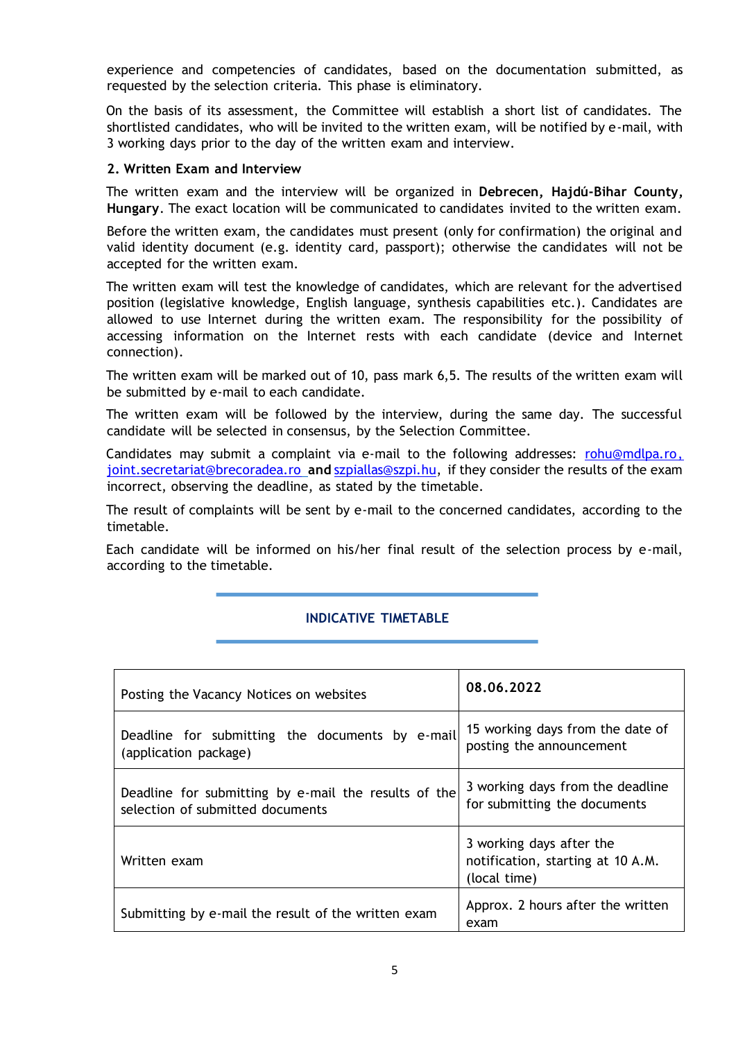experience and competencies of candidates, based on the documentation submitted, as requested by the selection criteria. This phase is eliminatory.

On the basis of its assessment, the Committee will establish a short list of candidates. The shortlisted candidates, who will be invited to the written exam, will be notified by e-mail, with 3 working days prior to the day of the written exam and interview.

**2. Written Exam and Interview**

The written exam and the interview will be organized in **Debrecen, Hajdú-Bihar County, Hungary**. The exact location will be communicated to candidates invited to the written exam.

Before the written exam, the candidates must present (only for confirmation) the original and valid identity document (e.g. identity card, passport); otherwise the candidates will not be accepted for the written exam.

The written exam will test the knowledge of candidates, which are relevant for the advertised position (legislative knowledge, English language, synthesis capabilities etc.). Candidates are allowed to use Internet during the written exam. The responsibility for the possibility of accessing information on the Internet rests with each candidate (device and Internet connection).

The written exam will be marked out of 10, pass mark 6,5. The results of the written exam will be submitted by e-mail to each candidate.

The written exam will be followed by the interview, during the same day. The successful candidate will be selected in consensus, by the Selection Committee.

Candidates may submit a complaint via e-mail to the following addresses: rohu@mdlpa.ro, joint.secretariat@brecoradea.ro **and** szpiallas@szpi.hu, if they consider the results of the exam incorrect, observing the deadline, as stated by the timetable.

The result of complaints will be sent by e-mail to the concerned candidates, according to the timetable.

Each candidate will be informed on his/her final result of the selection process by e-mail, according to the timetable.

## INDICATIVE TIMETABLE

| | |
|---|---|
| Posting the Vacancy Notices on websites | **08.06.2022** |
| Deadline for submitting the documents by e-mail (application package) | 15 working days from the date of posting the announcement |
| Deadline for submitting by e-mail the results of the selection of submitted documents | 3 working days from the deadline for submitting the documents |
| Written exam | 3 working days after the notification, starting at 10 A.M. (local time) |
| Submitting by e-mail the result of the written exam | Approx. 2 hours after the written exam |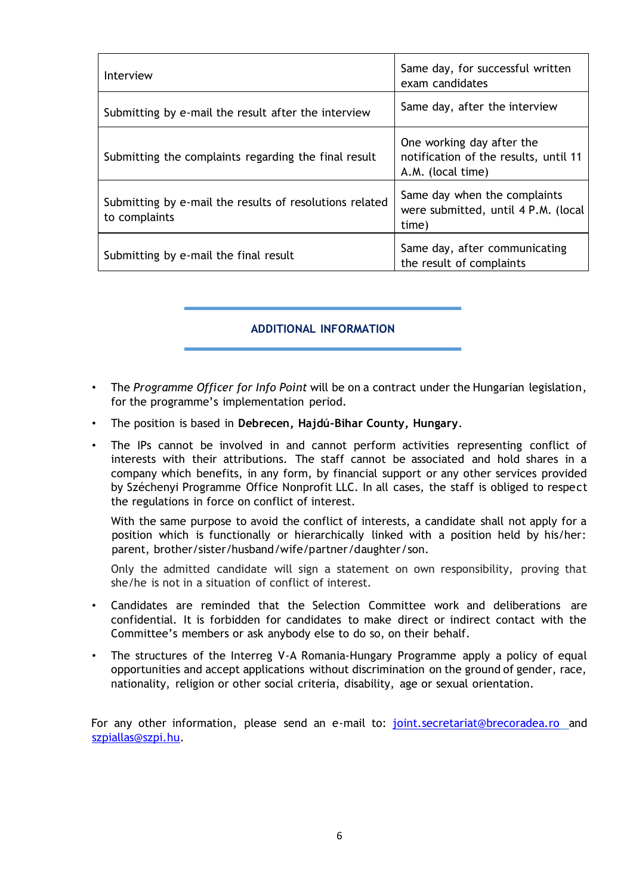| | |
|---|---|
| Interview | Same day, for successful written exam candidates |
| Submitting by e-mail the result after the interview | Same day, after the interview |
| Submitting the complaints regarding the final result | One working day after the notification of the results, until 11 A.M. (local time) |
| Submitting by e-mail the results of resolutions related to complaints | Same day when the complaints were submitted, until 4 P.M. (local time) |
| Submitting by e-mail the final result | Same day, after communicating the result of complaints |

## ADDITIONAL INFORMATION

- The *Programme Officer for Info Point* will be on a contract under the Hungarian legislation, for the programme's implementation period.
- The position is based in **Debrecen, Hajdú-Bihar County, Hungary**.
- The IPs cannot be involved in and cannot perform activities representing conflict of interests with their attributions. The staff cannot be associated and hold shares in a company which benefits, in any form, by financial support or any other services provided by Széchenyi Programme Office Nonprofit LLC. In all cases, the staff is obliged to respect the regulations in force on conflict of interest.

  With the same purpose to avoid the conflict of interests, a candidate shall not apply for a position which is functionally or hierarchically linked with a position held by his/her: parent, brother/sister/husband/wife/partner/daughter/son.

  Only the admitted candidate will sign a statement on own responsibility, proving that she/he is not in a situation of conflict of interest.
- Candidates are reminded that the Selection Committee work and deliberations are confidential. It is forbidden for candidates to make direct or indirect contact with the Committee's members or ask anybody else to do so, on their behalf.
- The structures of the Interreg V-A Romania-Hungary Programme apply a policy of equal opportunities and accept applications without discrimination on the ground of gender, race, nationality, religion or other social criteria, disability, age or sexual orientation.

For any other information, please send an e-mail to: joint.secretariat@brecoradea.ro and szpiallas@szpi.hu.